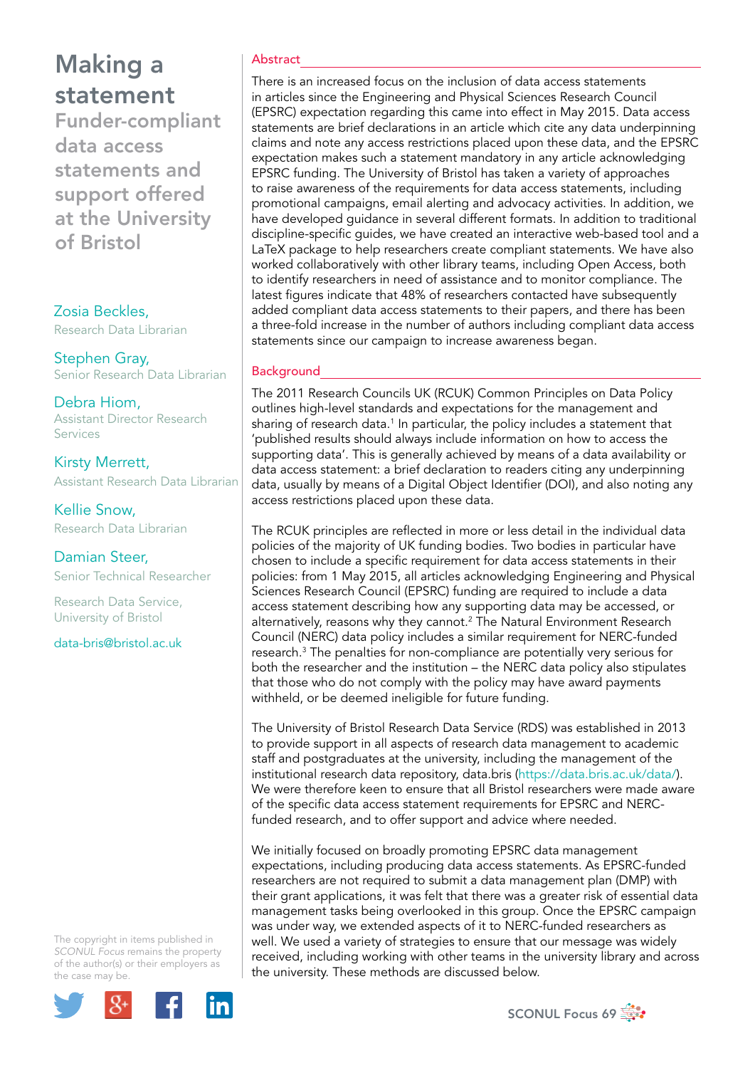# Making a statement

## Funder-compliant data access statements and support offered at the University of Bristol

Zosia Beckles, Research Data Librarian

Stephen Gray, Senior Research Data Librarian

Debra Hiom, Assistant Director Research Services

Kirsty Merrett, Assistant Research Data Librarian

Kellie Snow, Research Data Librarian

Damian Steer, Senior Technical Researcher

Research Data Service, University of Bristol

data-bris@bristol.ac.uk

The copyright in items published in *SCONUL Focus* remains the property of the author(s) or their employers as the case may be.

## Abstract

There is an increased focus on the inclusion of data access statements in articles since the Engineering and Physical Sciences Research Council (EPSRC) expectation regarding this came into effect in May 2015. Data access statements are brief declarations in an article which cite any data underpinning claims and note any access restrictions placed upon these data, and the EPSRC expectation makes such a statement mandatory in any article acknowledging EPSRC funding. The University of Bristol has taken a variety of approaches to raise awareness of the requirements for data access statements, including promotional campaigns, email alerting and advocacy activities. In addition, we have developed guidance in several different formats. In addition to traditional discipline-specific guides, we have created an interactive web-based tool and a LaTeX package to help researchers create compliant statements. We have also worked collaboratively with other library teams, including Open Access, both to identify researchers in need of assistance and to monitor compliance. The latest figures indicate that 48% of researchers contacted have subsequently added compliant data access statements to their papers, and there has been a three-fold increase in the number of authors including compliant data access statements since our campaign to increase awareness began.

## Background

The 2011 Research Councils UK (RCUK) Common Principles on Data Policy outlines high-level standards and expectations for the management and sharing of research data.[1] In particular, the policy includes a statement that 'published results should always include information on how to access the supporting data'. This is generally achieved by means of a data availability or data access statement: a brief declaration to readers citing any underpinning data, usually by means of a Digital Object Identifier (DOI), and also noting any access restrictions placed upon these data.

The RCUK principles are reflected in more or less detail in the individual data policies of the majority of UK funding bodies. Two bodies in particular have chosen to include a specific requirement for data access statements in their policies: from 1 May 2015, all articles acknowledging Engineering and Physical Sciences Research Council (EPSRC) funding are required to include a data access statement describing how any supporting data may be accessed, or alternatively, reasons why they cannot.[2] The Natural Environment Research Council (NERC) data policy includes a similar requirement for NERC-funded research.[3] The penalties for non-compliance are potentially very serious for both the researcher and the institution – the NERC data policy also stipulates that those who do not comply with the policy may have award payments withheld, or be deemed ineligible for future funding.

The University of Bristol Research Data Service (RDS) was established in 2013 to provide support in all aspects of research data management to academic staff and postgraduates at the university, including the management of the institutional research data repository, data.bris (https://data.bris.ac.uk/data/). We were therefore keen to ensure that all Bristol researchers were made aware of the specific data access statement requirements for EPSRC and NERC-funded research, and to offer support and advice where needed.

We initially focused on broadly promoting EPSRC data management expectations, including producing data access statements. As EPSRC-funded researchers are not required to submit a data management plan (DMP) with their grant applications, it was felt that there was a greater risk of essential data management tasks being overlooked in this group. Once the EPSRC campaign was under way, we extended aspects of it to NERC-funded researchers as well. We used a variety of strategies to ensure that our message was widely received, including working with other teams in the university library and across the university. These methods are discussed below.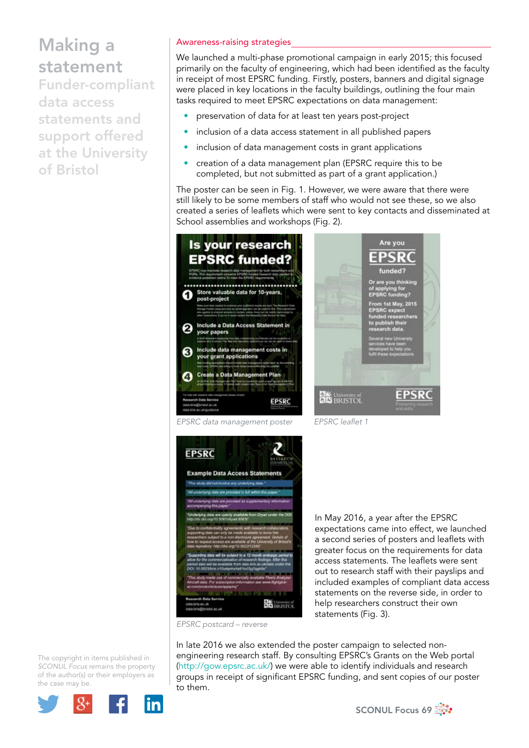# Making a statement

## Funder-compliant data access statements and support offered at the University of Bristol

### Awareness-raising strategies

We launched a multi-phase promotional campaign in early 2015; this focused primarily on the faculty of engineering, which had been identified as the faculty in receipt of most EPSRC funding. Firstly, posters, banners and digital signage were placed in key locations in the faculty buildings, outlining the four main tasks required to meet EPSRC expectations on data management:

- preservation of data for at least ten years post-project
- inclusion of a data access statement in all published papers
- inclusion of data management costs in grant applications
- creation of a data management plan (EPSRC require this to be completed, but not submitted as part of a grant application.)

The poster can be seen in Fig. 1. However, we were aware that there were still likely to be some members of staff who would not see these, so we also created a series of leaflets which were sent to key contacts and disseminated at School assemblies and workshops (Fig. 2).

*EPSRC data management poster*

*EPSRC leaflet 1*

*EPSRC postcard – reverse*

In May 2016, a year after the EPSRC expectations came into effect, we launched a second series of posters and leaflets with greater focus on the requirements for data access statements. The leaflets were sent out to research staff with their payslips and included examples of compliant data access statements on the reverse side, in order to help researchers construct their own statements (Fig. 3).

In late 2016 we also extended the poster campaign to selected non-engineering research staff. By consulting EPSRC's Grants on the Web portal (http://gow.epsrc.ac.uk/) we were able to identify individuals and research groups in receipt of significant EPSRC funding, and sent copies of our poster to them.

The copyright in items published in *SCONUL Focus* remains the property of the author(s) or their employers as the case may be.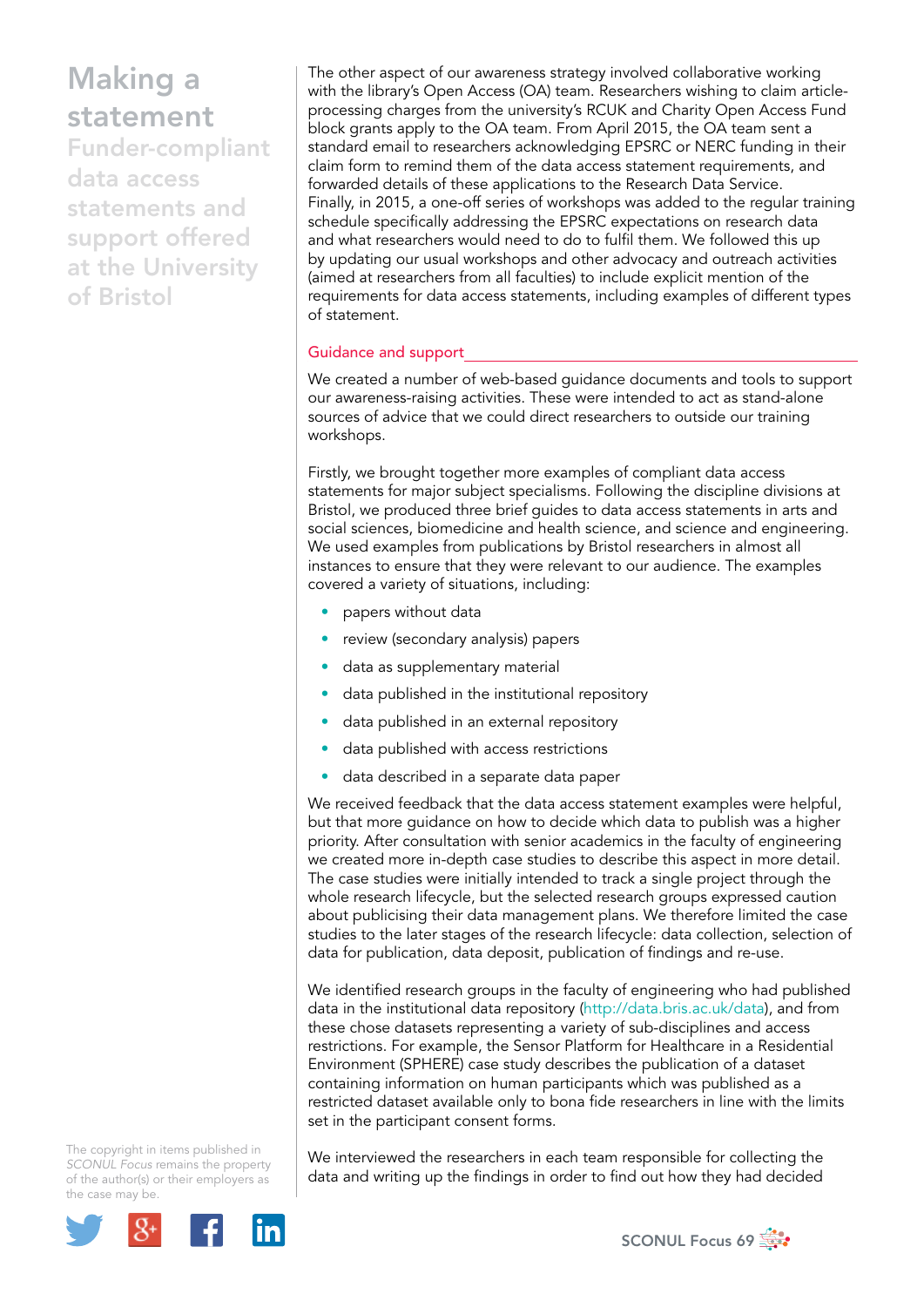The other aspect of our awareness strategy involved collaborative working with the library's Open Access (OA) team. Researchers wishing to claim article-processing charges from the university's RCUK and Charity Open Access Fund block grants apply to the OA team. From April 2015, the OA team sent a standard email to researchers acknowledging EPSRC or NERC funding in their claim form to remind them of the data access statement requirements, and forwarded details of these applications to the Research Data Service. Finally, in 2015, a one-off series of workshops was added to the regular training schedule specifically addressing the EPSRC expectations on research data and what researchers would need to do to fulfil them. We followed this up by updating our usual workshops and other advocacy and outreach activities (aimed at researchers from all faculties) to include explicit mention of the requirements for data access statements, including examples of different types of statement.

## Guidance and support

We created a number of web-based guidance documents and tools to support our awareness-raising activities. These were intended to act as stand-alone sources of advice that we could direct researchers to outside our training workshops.

Firstly, we brought together more examples of compliant data access statements for major subject specialisms. Following the discipline divisions at Bristol, we produced three brief guides to data access statements in arts and social sciences, biomedicine and health science, and science and engineering. We used examples from publications by Bristol researchers in almost all instances to ensure that they were relevant to our audience. The examples covered a variety of situations, including:

- papers without data
- review (secondary analysis) papers
- data as supplementary material
- data published in the institutional repository
- data published in an external repository
- data published with access restrictions
- data described in a separate data paper

We received feedback that the data access statement examples were helpful, but that more guidance on how to decide which data to publish was a higher priority. After consultation with senior academics in the faculty of engineering we created more in-depth case studies to describe this aspect in more detail. The case studies were initially intended to track a single project through the whole research lifecycle, but the selected research groups expressed caution about publicising their data management plans. We therefore limited the case studies to the later stages of the research lifecycle: data collection, selection of data for publication, data deposit, publication of findings and re-use.

We identified research groups in the faculty of engineering who had published data in the institutional data repository (http://data.bris.ac.uk/data), and from these chose datasets representing a variety of sub-disciplines and access restrictions. For example, the Sensor Platform for Healthcare in a Residential Environment (SPHERE) case study describes the publication of a dataset containing information on human participants which was published as a restricted dataset available only to bona fide researchers in line with the limits set in the participant consent forms.

We interviewed the researchers in each team responsible for collecting the data and writing up the findings in order to find out how they had decided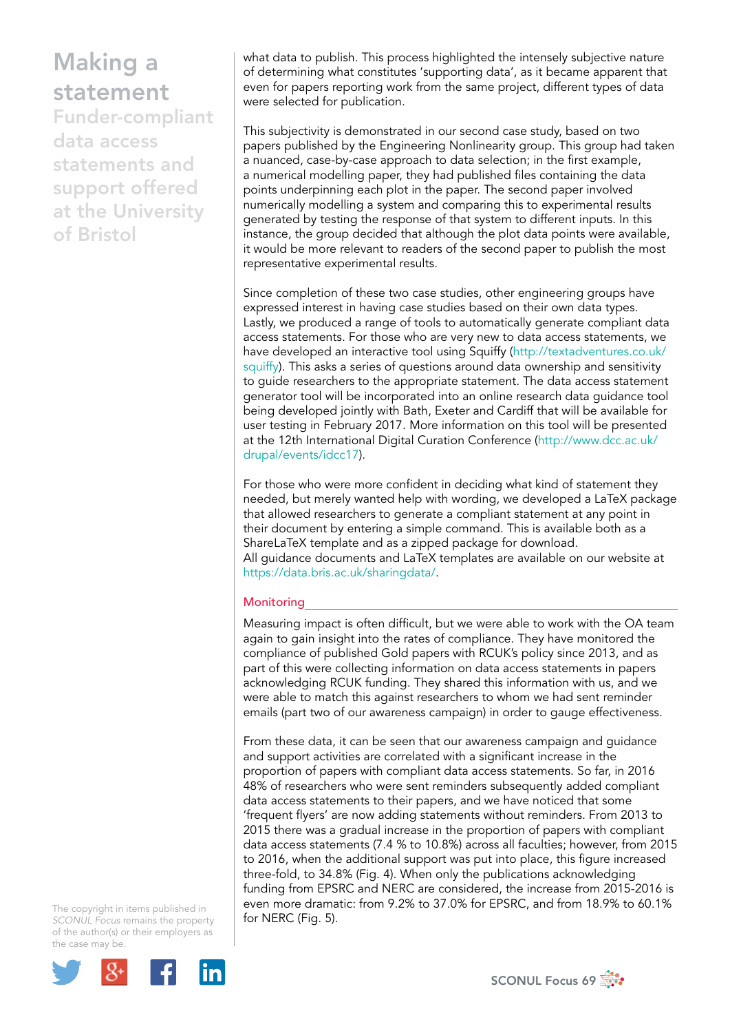what data to publish. This process highlighted the intensely subjective nature of determining what constitutes 'supporting data', as it became apparent that even for papers reporting work from the same project, different types of data were selected for publication.

This subjectivity is demonstrated in our second case study, based on two papers published by the Engineering Nonlinearity group. This group had taken a nuanced, case-by-case approach to data selection; in the first example, a numerical modelling paper, they had published files containing the data points underpinning each plot in the paper. The second paper involved numerically modelling a system and comparing this to experimental results generated by testing the response of that system to different inputs. In this instance, the group decided that although the plot data points were available, it would be more relevant to readers of the second paper to publish the most representative experimental results.

Since completion of these two case studies, other engineering groups have expressed interest in having case studies based on their own data types. Lastly, we produced a range of tools to automatically generate compliant data access statements. For those who are very new to data access statements, we have developed an interactive tool using Squiffy (http://textadventures.co.uk/squiffy). This asks a series of questions around data ownership and sensitivity to guide researchers to the appropriate statement. The data access statement generator tool will be incorporated into an online research data guidance tool being developed jointly with Bath, Exeter and Cardiff that will be available for user testing in February 2017. More information on this tool will be presented at the 12th International Digital Curation Conference (http://www.dcc.ac.uk/drupal/events/idcc17).

For those who were more confident in deciding what kind of statement they needed, but merely wanted help with wording, we developed a LaTeX package that allowed researchers to generate a compliant statement at any point in their document by entering a simple command. This is available both as a ShareLaTeX template and as a zipped package for download.
All guidance documents and LaTeX templates are available on our website at https://data.bris.ac.uk/sharingdata/.

## Monitoring

Measuring impact is often difficult, but we were able to work with the OA team again to gain insight into the rates of compliance. They have monitored the compliance of published Gold papers with RCUK's policy since 2013, and as part of this were collecting information on data access statements in papers acknowledging RCUK funding. They shared this information with us, and we were able to match this against researchers to whom we had sent reminder emails (part two of our awareness campaign) in order to gauge effectiveness.

From these data, it can be seen that our awareness campaign and guidance and support activities are correlated with a significant increase in the proportion of papers with compliant data access statements. So far, in 2016 48% of researchers who were sent reminders subsequently added compliant data access statements to their papers, and we have noticed that some 'frequent flyers' are now adding statements without reminders. From 2013 to 2015 there was a gradual increase in the proportion of papers with compliant data access statements (7.4 % to 10.8%) across all faculties; however, from 2015 to 2016, when the additional support was put into place, this figure increased three-fold, to 34.8% (Fig. 4). When only the publications acknowledging funding from EPSRC and NERC are considered, the increase from 2015-2016 is even more dramatic: from 9.2% to 37.0% for EPSRC, and from 18.9% to 60.1% for NERC (Fig. 5).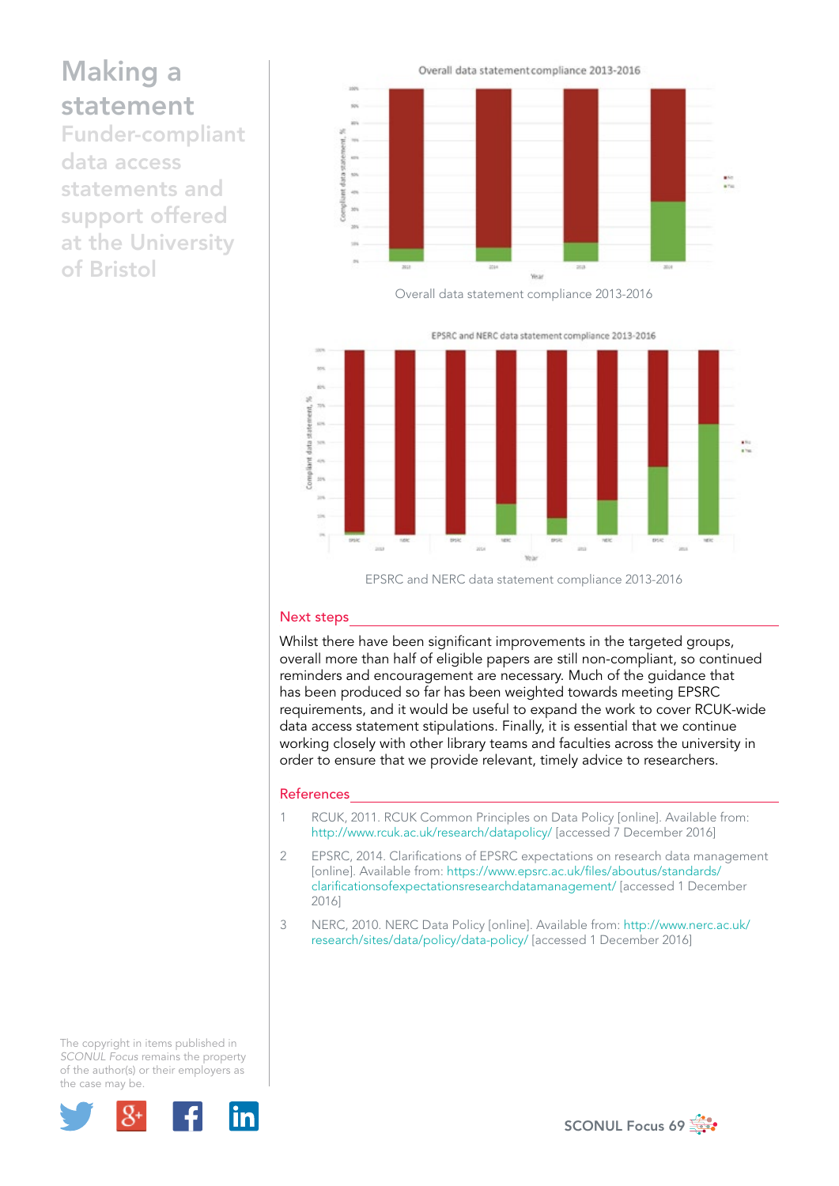# Making a statement

## Funder-compliant data access statements and support offered at the University of Bristol

Overall data statement compliance 2013-2016

Overall data statement compliance 2013-2016

EPSRC and NERC data statement compliance 2013-2016

EPSRC and NERC data statement compliance 2013-2016

### Next steps

Whilst there have been significant improvements in the targeted groups, overall more than half of eligible papers are still non-compliant, so continued reminders and encouragement are necessary. Much of the guidance that has been produced so far has been weighted towards meeting EPSRC requirements, and it would be useful to expand the work to cover RCUK-wide data access statement stipulations. Finally, it is essential that we continue working closely with other library teams and faculties across the university in order to ensure that we provide relevant, timely advice to researchers.

### References

1 RCUK, 2011. RCUK Common Principles on Data Policy [online]. Available from: http://www.rcuk.ac.uk/research/datapolicy/ [accessed 7 December 2016]

2 EPSRC, 2014. Clarifications of EPSRC expectations on research data management [online]. Available from: https://www.epsrc.ac.uk/files/aboutus/standards/clarificationsofexpectationsresearchdatamanagement/ [accessed 1 December 2016]

3 NERC, 2010. NERC Data Policy [online]. Available from: http://www.nerc.ac.uk/research/sites/data/policy/data-policy/ [accessed 1 December 2016]

The copyright in items published in *SCONUL Focus* remains the property of the author(s) or their employers as the case may be.